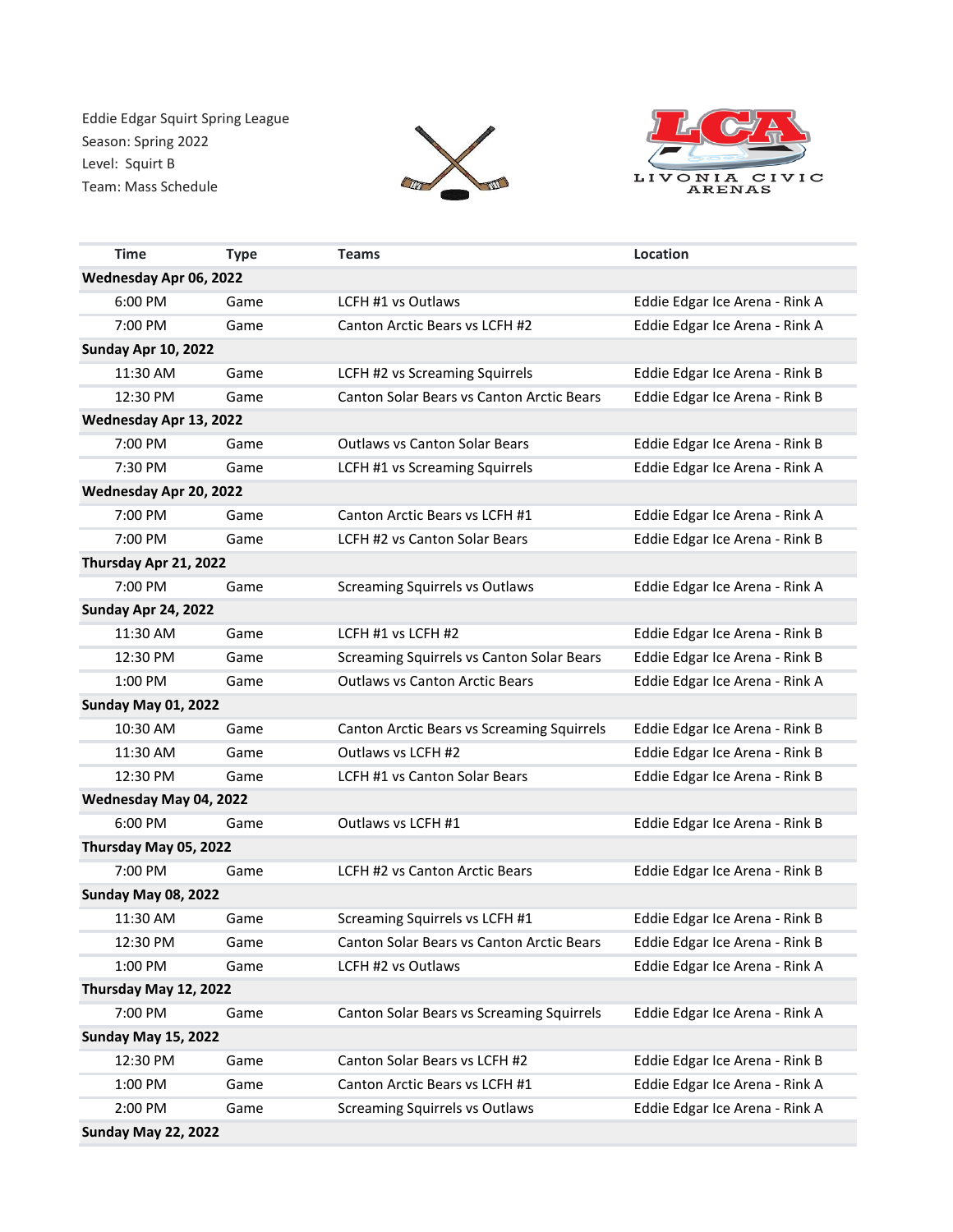Eddie Edgar Squirt Spring League
Season: Spring 2022
Level: Squirt B
Team: Mass Schedule

LCA
LIVONIA CIVIC ARENAS

| Time | Type | Teams | Location |
|---|---|---|---|
| **Wednesday Apr 06, 2022** | | | |
| 6:00 PM | Game | LCFH #1 vs Outlaws | Eddie Edgar Ice Arena - Rink A |
| 7:00 PM | Game | Canton Arctic Bears vs LCFH #2 | Eddie Edgar Ice Arena - Rink A |
| **Sunday Apr 10, 2022** | | | |
| 11:30 AM | Game | LCFH #2 vs Screaming Squirrels | Eddie Edgar Ice Arena - Rink B |
| 12:30 PM | Game | Canton Solar Bears vs Canton Arctic Bears | Eddie Edgar Ice Arena - Rink B |
| **Wednesday Apr 13, 2022** | | | |
| 7:00 PM | Game | Outlaws vs Canton Solar Bears | Eddie Edgar Ice Arena - Rink B |
| 7:30 PM | Game | LCFH #1 vs Screaming Squirrels | Eddie Edgar Ice Arena - Rink A |
| **Wednesday Apr 20, 2022** | | | |
| 7:00 PM | Game | Canton Arctic Bears vs LCFH #1 | Eddie Edgar Ice Arena - Rink A |
| 7:00 PM | Game | LCFH #2 vs Canton Solar Bears | Eddie Edgar Ice Arena - Rink B |
| **Thursday Apr 21, 2022** | | | |
| 7:00 PM | Game | Screaming Squirrels vs Outlaws | Eddie Edgar Ice Arena - Rink A |
| **Sunday Apr 24, 2022** | | | |
| 11:30 AM | Game | LCFH #1 vs LCFH #2 | Eddie Edgar Ice Arena - Rink B |
| 12:30 PM | Game | Screaming Squirrels vs Canton Solar Bears | Eddie Edgar Ice Arena - Rink B |
| 1:00 PM | Game | Outlaws vs Canton Arctic Bears | Eddie Edgar Ice Arena - Rink A |
| **Sunday May 01, 2022** | | | |
| 10:30 AM | Game | Canton Arctic Bears vs Screaming Squirrels | Eddie Edgar Ice Arena - Rink B |
| 11:30 AM | Game | Outlaws vs LCFH #2 | Eddie Edgar Ice Arena - Rink B |
| 12:30 PM | Game | LCFH #1 vs Canton Solar Bears | Eddie Edgar Ice Arena - Rink B |
| **Wednesday May 04, 2022** | | | |
| 6:00 PM | Game | Outlaws vs LCFH #1 | Eddie Edgar Ice Arena - Rink B |
| **Thursday May 05, 2022** | | | |
| 7:00 PM | Game | LCFH #2 vs Canton Arctic Bears | Eddie Edgar Ice Arena - Rink B |
| **Sunday May 08, 2022** | | | |
| 11:30 AM | Game | Screaming Squirrels vs LCFH #1 | Eddie Edgar Ice Arena - Rink B |
| 12:30 PM | Game | Canton Solar Bears vs Canton Arctic Bears | Eddie Edgar Ice Arena - Rink B |
| 1:00 PM | Game | LCFH #2 vs Outlaws | Eddie Edgar Ice Arena - Rink A |
| **Thursday May 12, 2022** | | | |
| 7:00 PM | Game | Canton Solar Bears vs Screaming Squirrels | Eddie Edgar Ice Arena - Rink A |
| **Sunday May 15, 2022** | | | |
| 12:30 PM | Game | Canton Solar Bears vs LCFH #2 | Eddie Edgar Ice Arena - Rink B |
| 1:00 PM | Game | Canton Arctic Bears vs LCFH #1 | Eddie Edgar Ice Arena - Rink A |
| 2:00 PM | Game | Screaming Squirrels vs Outlaws | Eddie Edgar Ice Arena - Rink A |
| **Sunday May 22, 2022** | | | |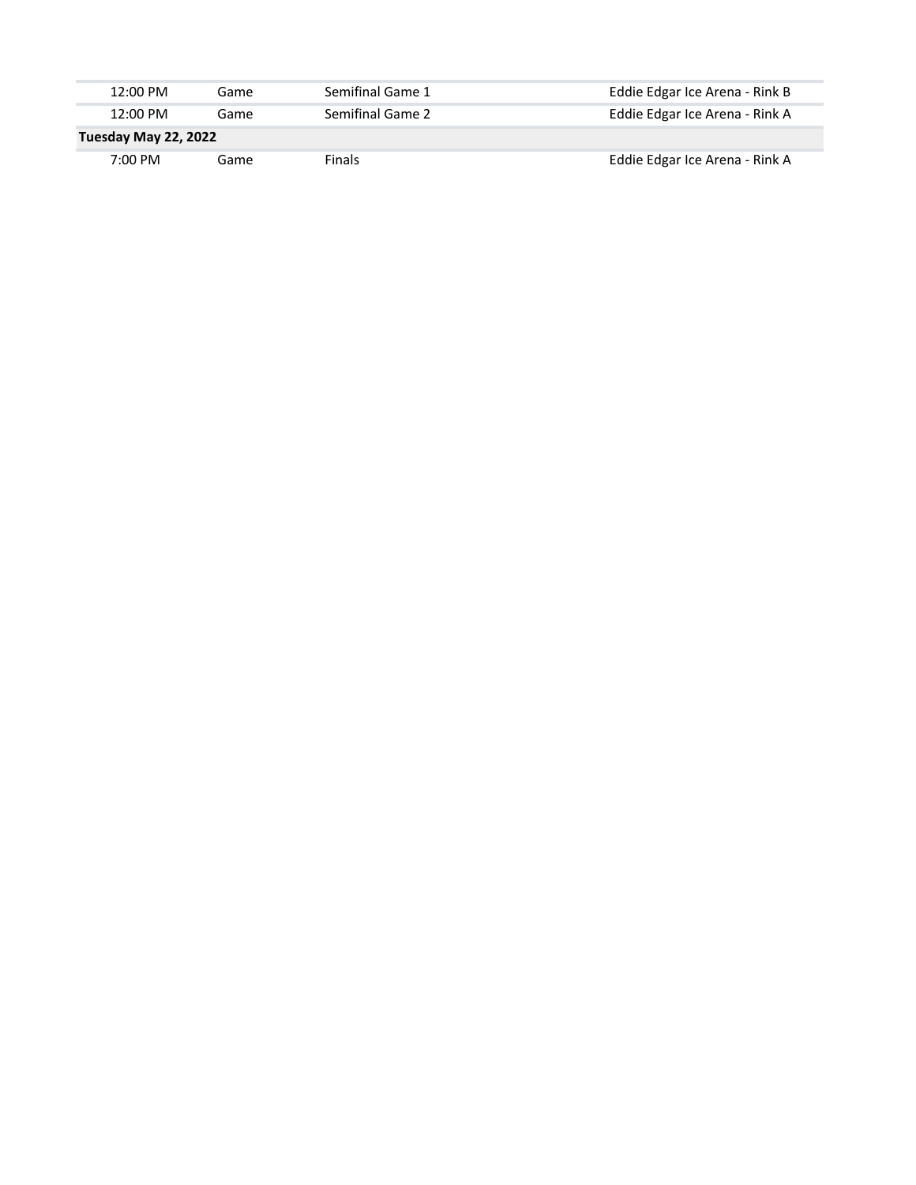| | | | |
|---|---|---|---|
| 12:00 PM | Game | Semifinal Game 1 | Eddie Edgar Ice Arena - Rink B |
| 12:00 PM | Game | Semifinal Game 2 | Eddie Edgar Ice Arena - Rink A |
| **Tuesday May 22, 2022** | | | |
| 7:00 PM | Game | Finals | Eddie Edgar Ice Arena - Rink A |